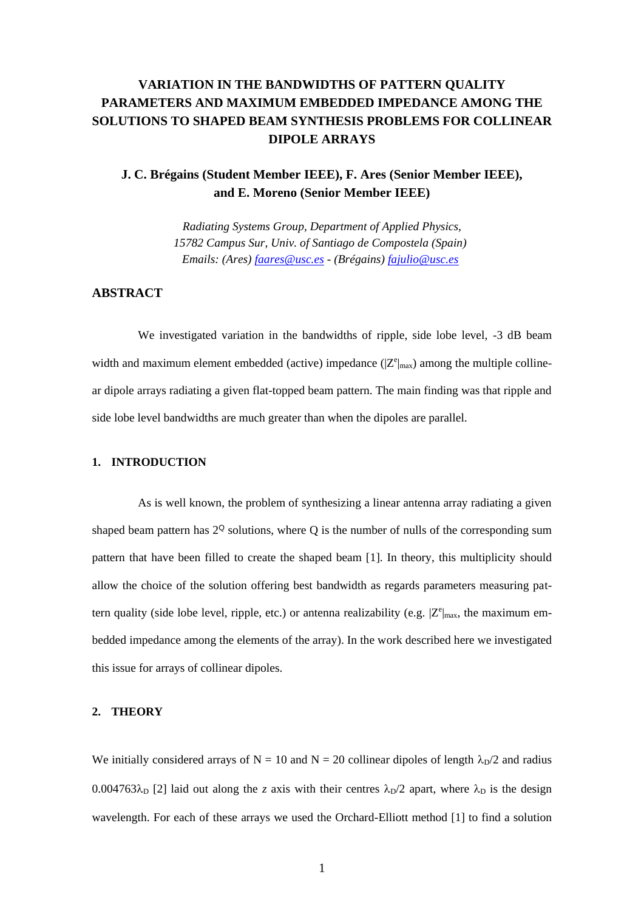# VARIATION IN THE BANDWIDTHS OF PATTERN QUALITY PARAMETERS AND MAXIMUM EMBEDDED IMPEDANCE AMONG THE SOLUTIONS TO SHAPED BEAM SYNTHESIS PROBLEMS FOR COLLINEAR DIPOLE ARRAYS

**J. C. Brégains (Student Member IEEE), F. Ares (Senior Member IEEE), and E. Moreno (Senior Member IEEE)**

*Radiating Systems Group, Department of Applied Physics,*
*15782 Campus Sur, Univ. of Santiago de Compostela (Spain)*
*Emails: (Ares) faares@usc.es - (Brégains) fajulio@usc.es*

## ABSTRACT

We investigated variation in the bandwidths of ripple, side lobe level, -3 dB beam width and maximum element embedded (active) impedance ($|Z^e|_{max}$) among the multiple collinear dipole arrays radiating a given flat-topped beam pattern. The main finding was that ripple and side lobe level bandwidths are much greater than when the dipoles are parallel.

### 1. INTRODUCTION

As is well known, the problem of synthesizing a linear antenna array radiating a given shaped beam pattern has $2^Q$ solutions, where Q is the number of nulls of the corresponding sum pattern that have been filled to create the shaped beam [1]. In theory, this multiplicity should allow the choice of the solution offering best bandwidth as regards parameters measuring pattern quality (side lobe level, ripple, etc.) or antenna realizability (e.g. $|Z^e|_{max}$, the maximum embedded impedance among the elements of the array). In the work described here we investigated this issue for arrays of collinear dipoles.

### 2. THEORY

We initially considered arrays of N = 10 and N = 20 collinear dipoles of length $\lambda_D/2$ and radius $0.004763\lambda_D$ [2] laid out along the *z* axis with their centres $\lambda_D/2$ apart, where $\lambda_D$ is the design wavelength. For each of these arrays we used the Orchard-Elliott method [1] to find a solution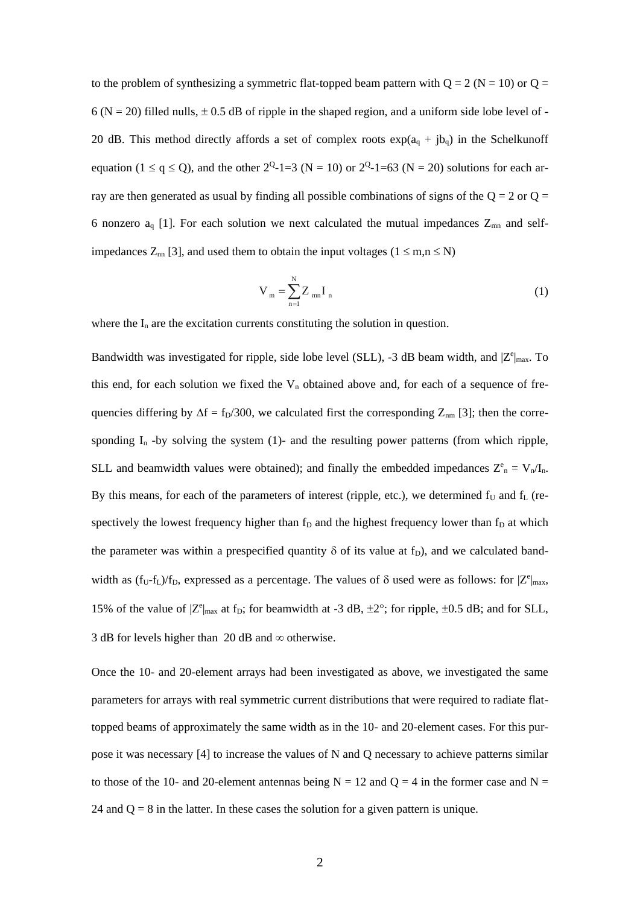to the problem of synthesizing a symmetric flat-topped beam pattern with $Q = 2$ ($N = 10$) or $Q = 6$ ($N = 20$) filled nulls, $\pm$ 0.5 dB of ripple in the shaped region, and a uniform side lobe level of -20 dB. This method directly affords a set of complex roots $\exp(a_q + jb_q)$ in the Schelkunoff equation ($1 \leq q \leq Q$), and the other $2^Q-1=3$ ($N = 10$) or $2^Q-1=63$ ($N = 20$) solutions for each array are then generated as usual by finding all possible combinations of signs of the $Q = 2$ or $Q = 6$ nonzero $a_q$ [1]. For each solution we next calculated the mutual impedances $Z_{mn}$ and self-impedances $Z_{nn}$ [3], and used them to obtain the input voltages ($1 \leq m,n \leq N$)

$$V_m = \sum_{n=1}^{N} Z_{mn} I_n \tag{1}$$

where the $I_n$ are the excitation currents constituting the solution in question.

Bandwidth was investigated for ripple, side lobe level (SLL), -3 dB beam width, and $|Z^e|_{max}$. To this end, for each solution we fixed the $V_n$ obtained above and, for each of a sequence of frequencies differing by $\Delta f = f_D/300$, we calculated first the corresponding $Z_{nm}$ [3]; then the corresponding $I_n$ -by solving the system (1)- and the resulting power patterns (from which ripple, SLL and beamwidth values were obtained); and finally the embedded impedances $Z^e_n = V_n/I_n$. By this means, for each of the parameters of interest (ripple, etc.), we determined $f_U$ and $f_L$ (respectively the lowest frequency higher than $f_D$ and the highest frequency lower than $f_D$ at which the parameter was within a prespecified quantity $\delta$ of its value at $f_D$), and we calculated bandwidth as $(f_U-f_L)/f_D$, expressed as a percentage. The values of $\delta$ used were as follows: for $|Z^e|_{max}$, 15% of the value of $|Z^e|_{max}$ at $f_D$; for beamwidth at -3 dB, $\pm 2°$; for ripple, $\pm 0.5$ dB; and for SLL, 3 dB for levels higher than 20 dB and $\infty$ otherwise.

Once the 10- and 20-element arrays had been investigated as above, we investigated the same parameters for arrays with real symmetric current distributions that were required to radiate flat-topped beams of approximately the same width as in the 10- and 20-element cases. For this purpose it was necessary [4] to increase the values of N and Q necessary to achieve patterns similar to those of the 10- and 20-element antennas being $N = 12$ and $Q = 4$ in the former case and $N = 24$ and $Q = 8$ in the latter. In these cases the solution for a given pattern is unique.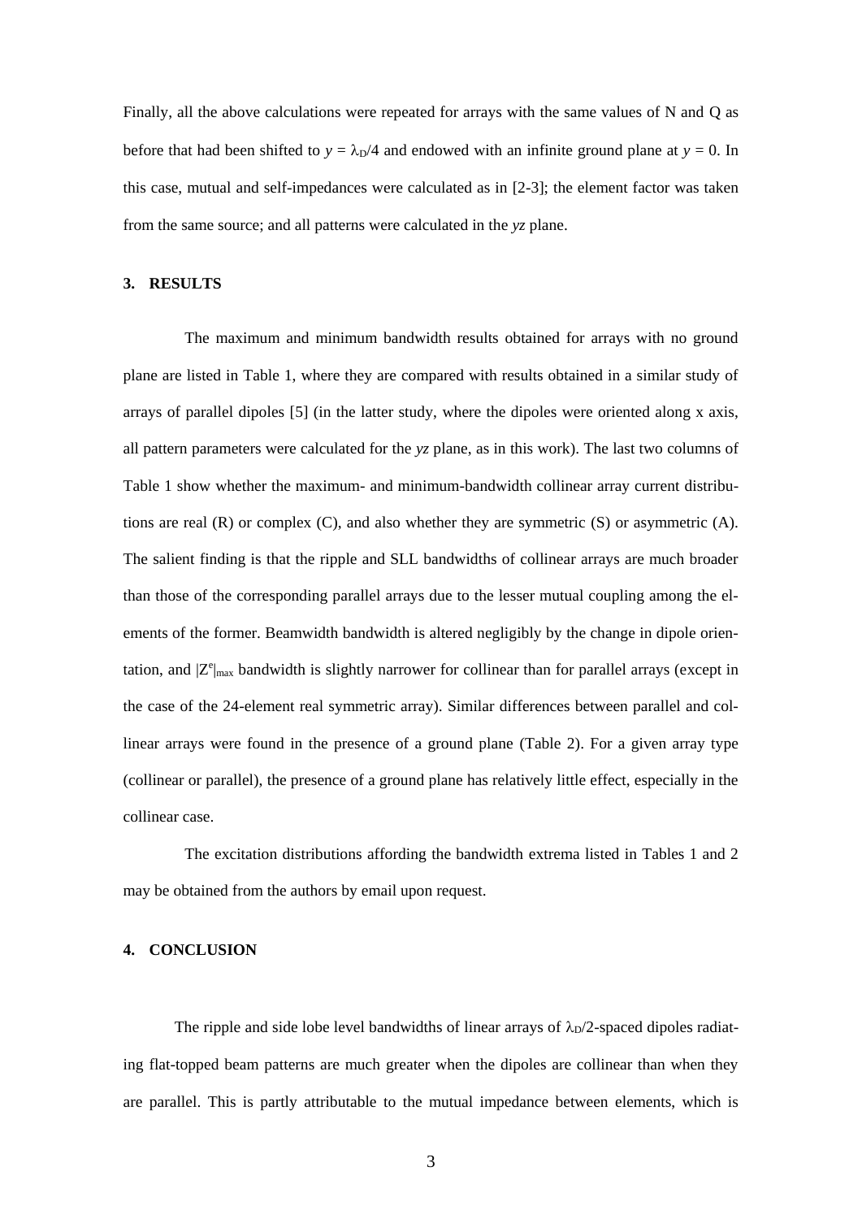Finally, all the above calculations were repeated for arrays with the same values of N and Q as before that had been shifted to $y = \lambda_D/4$ and endowed with an infinite ground plane at $y = 0$. In this case, mutual and self-impedances were calculated as in [2-3]; the element factor was taken from the same source; and all patterns were calculated in the *yz* plane.

## 3. RESULTS

The maximum and minimum bandwidth results obtained for arrays with no ground plane are listed in Table 1, where they are compared with results obtained in a similar study of arrays of parallel dipoles [5] (in the latter study, where the dipoles were oriented along x axis, all pattern parameters were calculated for the *yz* plane, as in this work). The last two columns of Table 1 show whether the maximum- and minimum-bandwidth collinear array current distributions are real (R) or complex (C), and also whether they are symmetric (S) or asymmetric (A). The salient finding is that the ripple and SLL bandwidths of collinear arrays are much broader than those of the corresponding parallel arrays due to the lesser mutual coupling among the elements of the former. Beamwidth bandwidth is altered negligibly by the change in dipole orientation, and $|Z^e|_{max}$ bandwidth is slightly narrower for collinear than for parallel arrays (except in the case of the 24-element real symmetric array). Similar differences between parallel and collinear arrays were found in the presence of a ground plane (Table 2). For a given array type (collinear or parallel), the presence of a ground plane has relatively little effect, especially in the collinear case.

The excitation distributions affording the bandwidth extrema listed in Tables 1 and 2 may be obtained from the authors by email upon request.

## 4. CONCLUSION

The ripple and side lobe level bandwidths of linear arrays of $\lambda_D/2$-spaced dipoles radiating flat-topped beam patterns are much greater when the dipoles are collinear than when they are parallel. This is partly attributable to the mutual impedance between elements, which is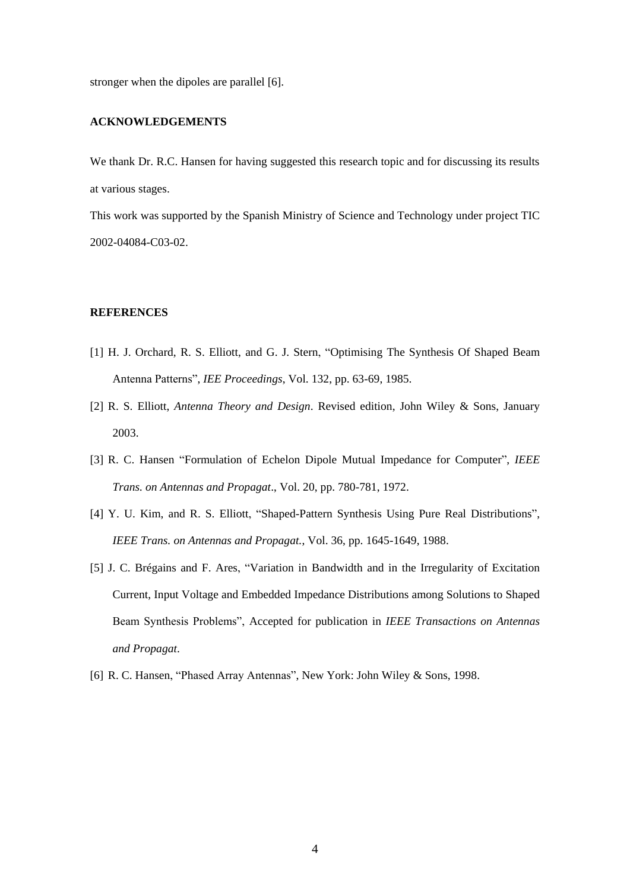stronger when the dipoles are parallel [6].

## ACKNOWLEDGEMENTS

We thank Dr. R.C. Hansen for having suggested this research topic and for discussing its results at various stages.

This work was supported by the Spanish Ministry of Science and Technology under project TIC 2002-04084-C03-02.

## REFERENCES

[1] H. J. Orchard, R. S. Elliott, and G. J. Stern, "Optimising The Synthesis Of Shaped Beam Antenna Patterns", *IEE Proceedings*, Vol. 132, pp. 63-69, 1985.

[2] R. S. Elliott, *Antenna Theory and Design*. Revised edition, John Wiley & Sons, January 2003.

[3] R. C. Hansen "Formulation of Echelon Dipole Mutual Impedance for Computer", *IEEE Trans. on Antennas and Propagat*., Vol. 20, pp. 780-781, 1972.

[4] Y. U. Kim, and R. S. Elliott, "Shaped-Pattern Synthesis Using Pure Real Distributions", *IEEE Trans. on Antennas and Propagat.*, Vol. 36, pp. 1645-1649, 1988.

[5] J. C. Brégains and F. Ares, "Variation in Bandwidth and in the Irregularity of Excitation Current, Input Voltage and Embedded Impedance Distributions among Solutions to Shaped Beam Synthesis Problems", Accepted for publication in *IEEE Transactions on Antennas and Propagat*.

[6] R. C. Hansen, "Phased Array Antennas", New York: John Wiley & Sons, 1998.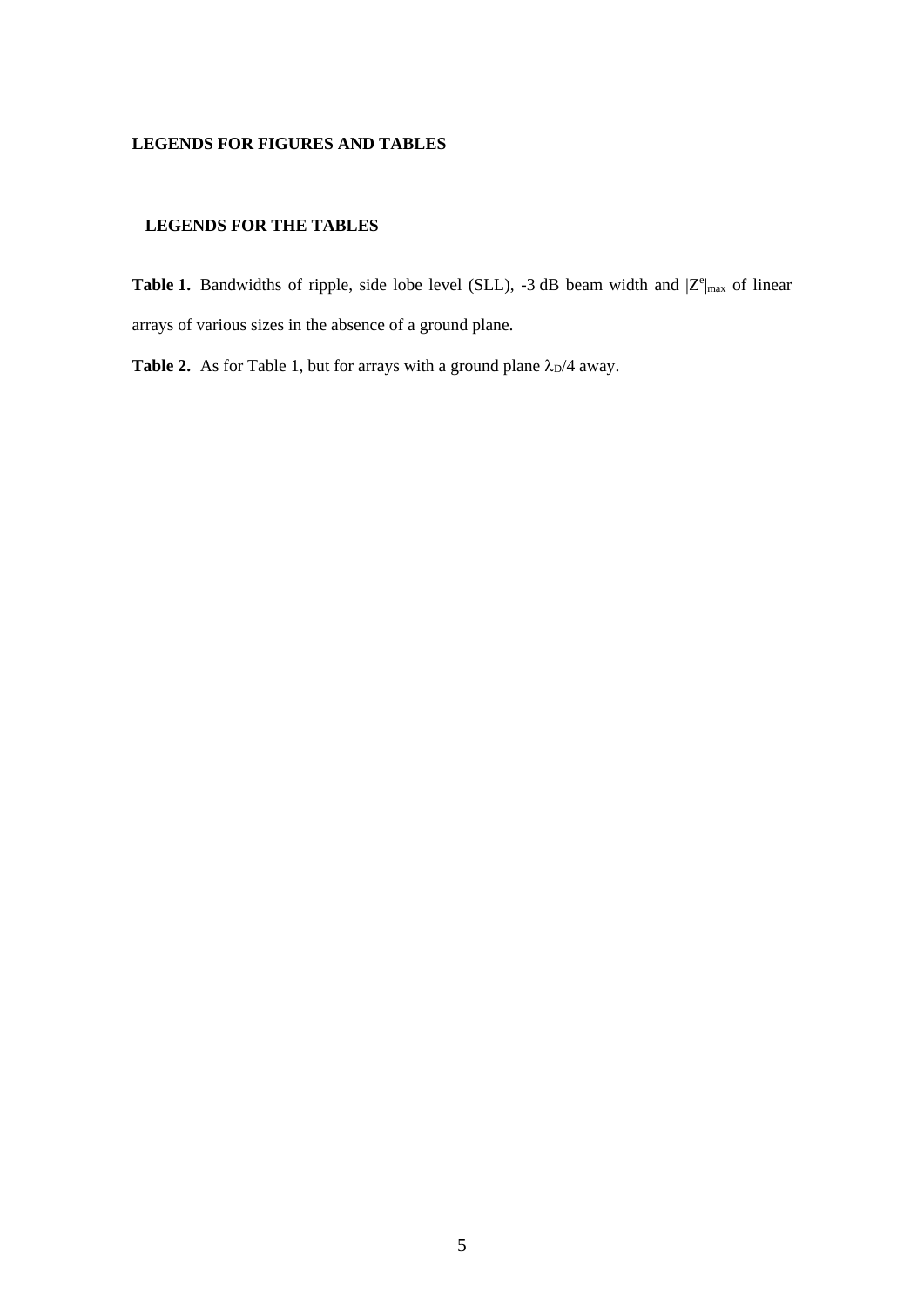**LEGENDS FOR FIGURES AND TABLES**

**LEGENDS FOR THE TABLES**

**Table 1.** Bandwidths of ripple, side lobe level (SLL), -3 dB beam width and $|Z^e|_{max}$ of linear arrays of various sizes in the absence of a ground plane.

**Table 2.** As for Table 1, but for arrays with a ground plane $\lambda_D/4$ away.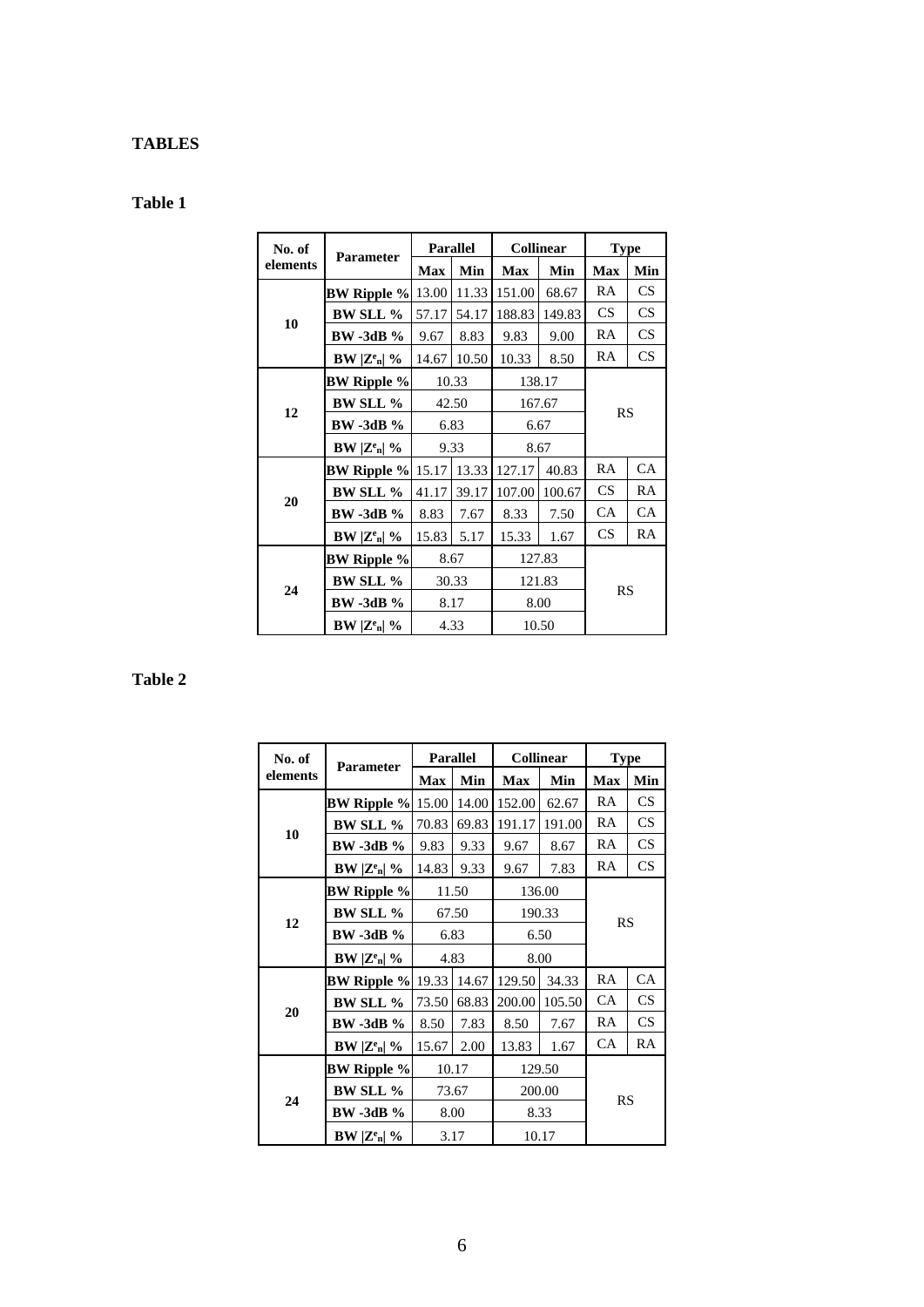## TABLES

### Table 1

| No. of elements | Parameter | Parallel | | Collinear | | Type | |
|---|---|---|---|---|---|---|---|
| | | Max | Min | Max | Min | Max | Min |
| 10 | BW Ripple % | 13.00 | 11.33 | 151.00 | 68.67 | RA | CS |
| | BW SLL % | 57.17 | 54.17 | 188.83 | 149.83 | CS | CS |
| | BW -3dB % | 9.67 | 8.83 | 9.83 | 9.00 | RA | CS |
| | BW $\|Z^e_n\|$ % | 14.67 | 10.50 | 10.33 | 8.50 | RA | CS |
| 12 | BW Ripple % | 10.33 | | 138.17 | | RS | |
| | BW SLL % | 42.50 | | 167.67 | | | |
| | BW -3dB % | 6.83 | | 6.67 | | | |
| | BW $\|Z^e_n\|$ % | 9.33 | | 8.67 | | | |
| 20 | BW Ripple % | 15.17 | 13.33 | 127.17 | 40.83 | RA | CA |
| | BW SLL % | 41.17 | 39.17 | 107.00 | 100.67 | CS | RA |
| | BW -3dB % | 8.83 | 7.67 | 8.33 | 7.50 | CA | CA |
| | BW $\|Z^e_n\|$ % | 15.83 | 5.17 | 15.33 | 1.67 | CS | RA |
| 24 | BW Ripple % | 8.67 | | 127.83 | | RS | |
| | BW SLL % | 30.33 | | 121.83 | | | |
| | BW -3dB % | 8.17 | | 8.00 | | | |
| | BW $\|Z^e_n\|$ % | 4.33 | | 10.50 | | | |

### Table 2

| No. of elements | Parameter | Parallel | | Collinear | | Type | |
|---|---|---|---|---|---|---|---|
| | | Max | Min | Max | Min | Max | Min |
| 10 | BW Ripple % | 15.00 | 14.00 | 152.00 | 62.67 | RA | CS |
| | BW SLL % | 70.83 | 69.83 | 191.17 | 191.00 | RA | CS |
| | BW -3dB % | 9.83 | 9.33 | 9.67 | 8.67 | RA | CS |
| | BW $\|Z^e_n\|$ % | 14.83 | 9.33 | 9.67 | 7.83 | RA | CS |
| 12 | BW Ripple % | 11.50 | | 136.00 | | RS | |
| | BW SLL % | 67.50 | | 190.33 | | | |
| | BW -3dB % | 6.83 | | 6.50 | | | |
| | BW $\|Z^e_n\|$ % | 4.83 | | 8.00 | | | |
| 20 | BW Ripple % | 19.33 | 14.67 | 129.50 | 34.33 | RA | CA |
| | BW SLL % | 73.50 | 68.83 | 200.00 | 105.50 | CA | CS |
| | BW -3dB % | 8.50 | 7.83 | 8.50 | 7.67 | RA | CS |
| | BW $\|Z^e_n\|$ % | 15.67 | 2.00 | 13.83 | 1.67 | CA | RA |
| 24 | BW Ripple % | 10.17 | | 129.50 | | RS | |
| | BW SLL % | 73.67 | | 200.00 | | | |
| | BW -3dB % | 8.00 | | 8.33 | | | |
| | BW $\|Z^e_n\|$ % | 3.17 | | 10.17 | | | |